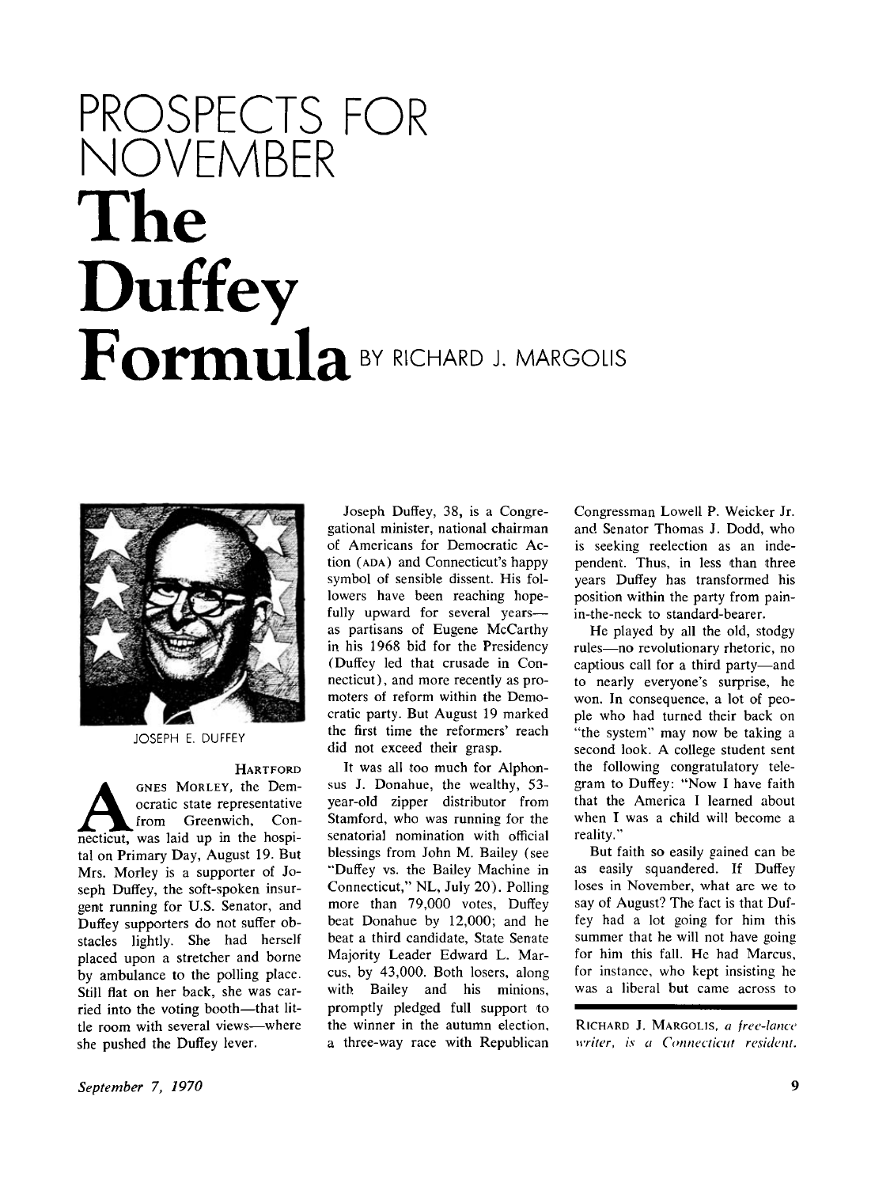# PROSPECTS FOR NOVEMBER

# The Duffey Formula

BY RICHARD J. MARGOLIS

JOSEPH E. DUFFEY

HARTFORD

Agnes Morley, the Democratic state representative from Greenwich, Connecticut, was laid up in the hospital on Primary Day, August 19. But Mrs. Morley is a supporter of Joseph Duffey, the soft-spoken insurgent running for U.S. Senator, and Duffey supporters do not suffer obstacles lightly. She had herself placed upon a stretcher and borne by ambulance to the polling place. Still flat on her back, she was carried into the voting booth—that little room with several views—where she pushed the Duffey lever.

Joseph Duffey, 38, is a Congregational minister, national chairman of Americans for Democratic Action (ADA) and Connecticut's happy symbol of sensible dissent. His followers have been reaching hopefully upward for several years—as partisans of Eugene McCarthy in his 1968 bid for the Presidency (Duffey led that crusade in Connecticut), and more recently as promoters of reform within the Democratic party. But August 19 marked the first time the reformers' reach did not exceed their grasp.

It was all too much for Alphonsus J. Donahue, the wealthy, 53-year-old zipper distributor from Stamford, who was running for the senatorial nomination with official blessings from John M. Bailey (see "Duffey vs. the Bailey Machine in Connecticut," NL, July 20). Polling more than 79,000 votes, Duffey beat Donahue by 12,000; and he beat a third candidate, State Senate Majority Leader Edward L. Marcus, by 43,000. Both losers, along with Bailey and his minions, promptly pledged full support to the winner in the autumn election, a three-way race with Republican Congressman Lowell P. Weicker Jr. and Senator Thomas J. Dodd, who is seeking reelection as an independent. Thus, in less than three years Duffey has transformed his position within the party from pain-in-the-neck to standard-bearer.

He played by all the old, stodgy rules—no revolutionary rhetoric, no captious call for a third party—and to nearly everyone's surprise, he won. In consequence, a lot of people who had turned their back on "the system" may now be taking a second look. A college student sent the following congratulatory telegram to Duffey: "Now I have faith that the America I learned about when I was a child will become a reality."

But faith so easily gained can be as easily squandered. If Duffey loses in November, what are we to say of August? The fact is that Duffey had a lot going for him this summer that he will not have going for him this fall. He had Marcus, for instance, who kept insisting he was a liberal but came across to

RICHARD J. MARGOLIS, *a free-lance writer, is a Connecticut resident.*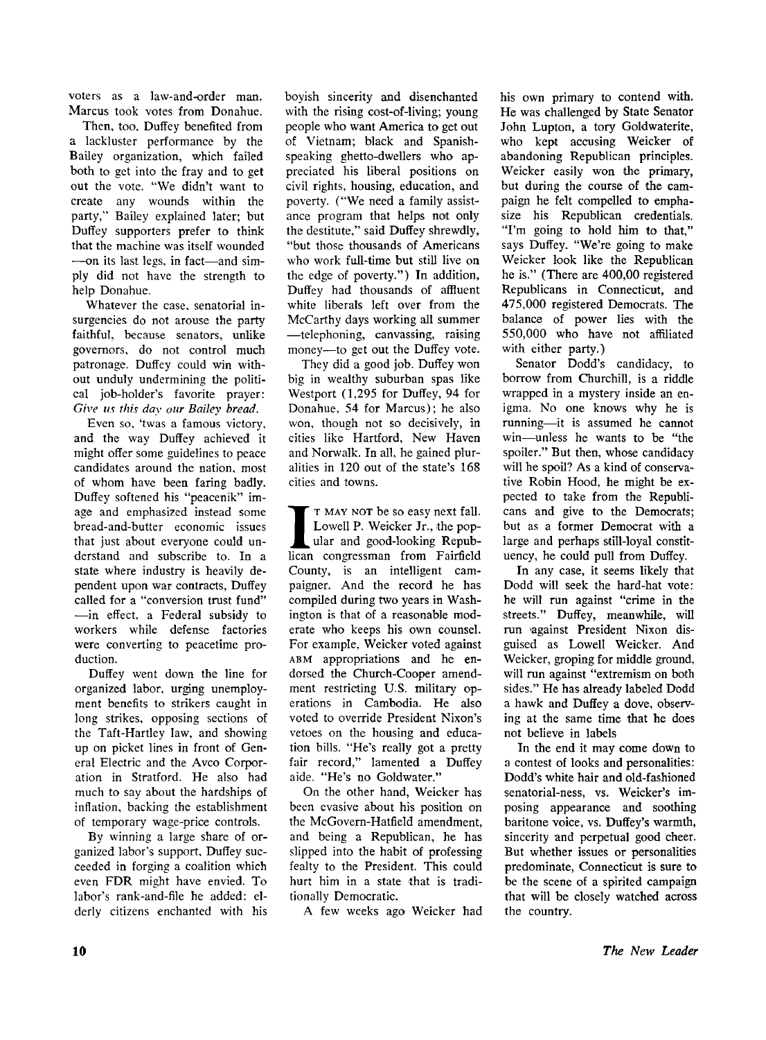voters as a law-and-order man. Marcus took votes from Donahue.

Then, too, Duffey benefited from a lackluster performance by the Bailey organization, which failed both to get into the fray and to get out the vote. "We didn't want to create any wounds within the party," Bailey explained later; but Duffey supporters prefer to think that the machine was itself wounded —on its last legs, in fact—and simply did not have the strength to help Donahue.

Whatever the case, senatorial insurgencies do not arouse the party faithful, because senators, unlike governors, do not control much patronage. Duffey could win without unduly undermining the political job-holder's favorite prayer: *Give us this day our Bailey bread.*

Even so, 'twas a famous victory, and the way Duffey achieved it might offer some guidelines to peace candidates around the nation, most of whom have been faring badly. Duffey softened his "peacenik" image and emphasized instead some bread-and-butter economic issues that just about everyone could understand and subscribe to. In a state where industry is heavily dependent upon war contracts, Duffey called for a "conversion trust fund" —in effect, a Federal subsidy to workers while defense factories were converting to peacetime production.

Duffey went down the line for organized labor, urging unemployment benefits to strikers caught in long strikes, opposing sections of the Taft-Hartley law, and showing up on picket lines in front of General Electric and the Avco Corporation in Stratford. He also had much to say about the hardships of inflation, backing the establishment of temporary wage-price controls.

By winning a large share of organized labor's support, Duffey succeeded in forging a coalition which even FDR might have envied. To labor's rank-and-file he added: elderly citizens enchanted with his boyish sincerity and disenchanted with the rising cost-of-living; young people who want America to get out of Vietnam; black and Spanish-speaking ghetto-dwellers who appreciated his liberal positions on civil rights, housing, education, and poverty. ("We need a family assistance program that helps not only the destitute," said Duffey shrewdly, "but those thousands of Americans who work full-time but still live on the edge of poverty.") In addition, Duffey had thousands of affluent white liberals left over from the McCarthy days working all summer —telephoning, canvassing, raising money—to get out the Duffey vote.

They did a good job. Duffey won big in wealthy suburban spas like Westport (1,295 for Duffey, 94 for Donahue, 54 for Marcus); he also won, though not so decisively, in cities like Hartford, New Haven and Norwalk. In all, he gained pluralities in 120 out of the state's 168 cities and towns.

It may not be so easy next fall. Lowell P. Weicker Jr., the popular and good-looking Republican congressman from Fairfield County, is an intelligent campaigner. And the record he has compiled during two years in Washington is that of a reasonable moderate who keeps his own counsel. For example, Weicker voted against ABM appropriations and he endorsed the Church-Cooper amendment restricting U.S. military operations in Cambodia. He also voted to override President Nixon's vetoes on the housing and education bills. "He's really got a pretty fair record," lamented a Duffey aide. "He's no Goldwater."

On the other hand, Weicker has been evasive about his position on the McGovern-Hatfield amendment, and being a Republican, he has slipped into the habit of professing fealty to the President. This could hurt him in a state that is traditionally Democratic.

A few weeks ago Weicker had his own primary to contend with. He was challenged by State Senator John Lupton, a tory Goldwaterite, who kept accusing Weicker of abandoning Republican principles. Weicker easily won the primary, but during the course of the campaign he felt compelled to emphasize his Republican credentials. "I'm going to hold him to that," says Duffey. "We're going to make Weicker look like the Republican he is." (There are 400,00 registered Republicans in Connecticut, and 475,000 registered Democrats. The balance of power lies with the 550,000 who have not affiliated with either party.)

Senator Dodd's candidacy, to borrow from Churchill, is a riddle wrapped in a mystery inside an enigma. No one knows why he is running—it is assumed he cannot win—unless he wants to be "the spoiler." But then, whose candidacy will he spoil? As a kind of conservative Robin Hood, he might be expected to take from the Republicans and give to the Democrats; but as a former Democrat with a large and perhaps still-loyal constituency, he could pull from Duffey.

In any case, it seems likely that Dodd will seek the hard-hat vote: he will run against "crime in the streets." Duffey, meanwhile, will run against President Nixon disguised as Lowell Weicker. And Weicker, groping for middle ground, will run against "extremism on both sides." He has already labeled Dodd a hawk and Duffey a dove, observing at the same time that he does not believe in labels

In the end it may come down to a contest of looks and personalities: Dodd's white hair and old-fashioned senatorial-ness, vs. Weicker's imposing appearance and soothing baritone voice, vs. Duffey's warmth, sincerity and perpetual good cheer. But whether issues or personalities predominate, Connecticut is sure to be the scene of a spirited campaign that will be closely watched across the country.